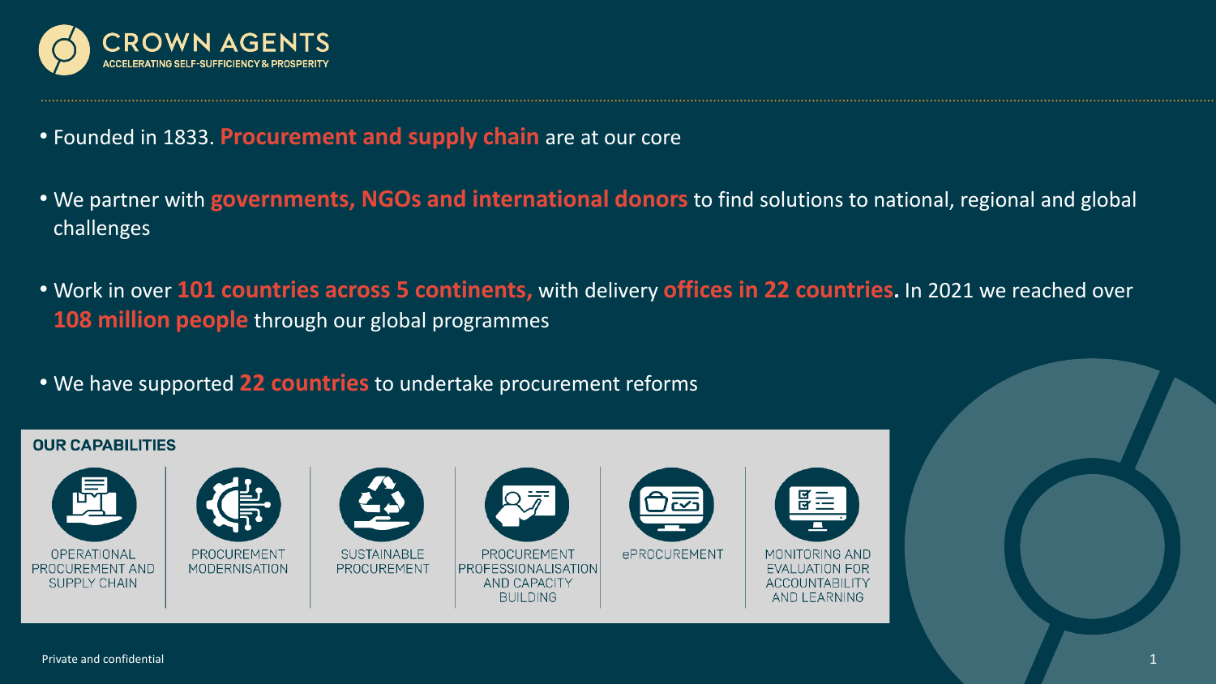# CROWN AGENTS

ACCELERATING SELF-SUFFICIENCY & PROSPERITY

- Founded in 1833. **Procurement and supply chain** are at our core
- We partner with **governments, NGOs and international donors** to find solutions to national, regional and global challenges
- Work in over **101 countries across 5 continents,** with delivery **offices in 22 countries.** In 2021 we reached over **108 million people** through our global programmes
- We have supported **22 countries** to undertake procurement reforms

## OUR CAPABILITIES

- OPERATIONAL PROCUREMENT AND SUPPLY CHAIN
- PROCUREMENT MODERNISATION
- SUSTAINABLE PROCUREMENT
- PROCUREMENT PROFESSIONALISATION AND CAPACITY BUILDING
- ePROCUREMENT
- MONITORING AND EVALUATION FOR ACCOUNTABILITY AND LEARNING

Private and confidential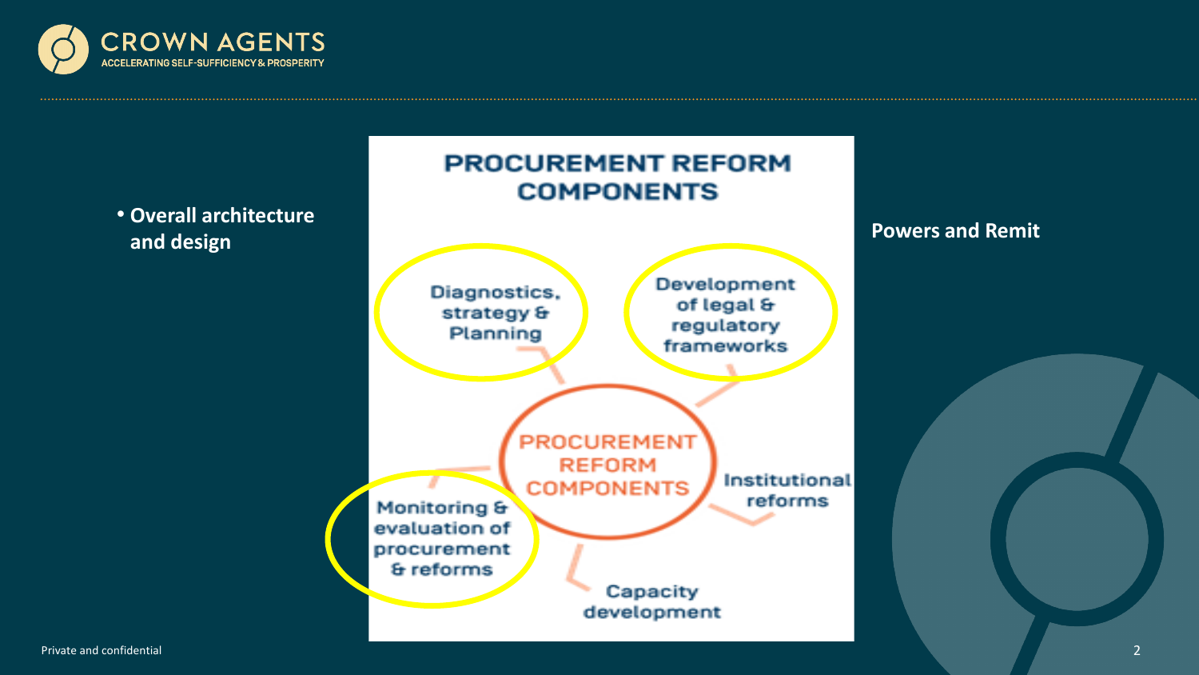- **Overall architecture and design**

## PROCUREMENT REFORM COMPONENTS

- Diagnostics, strategy & Planning
- Development of legal & regulatory frameworks
- Institutional reforms
- Capacity development
- Monitoring & evaluation of procurement & reforms

**Powers and Remit**

Private and confidential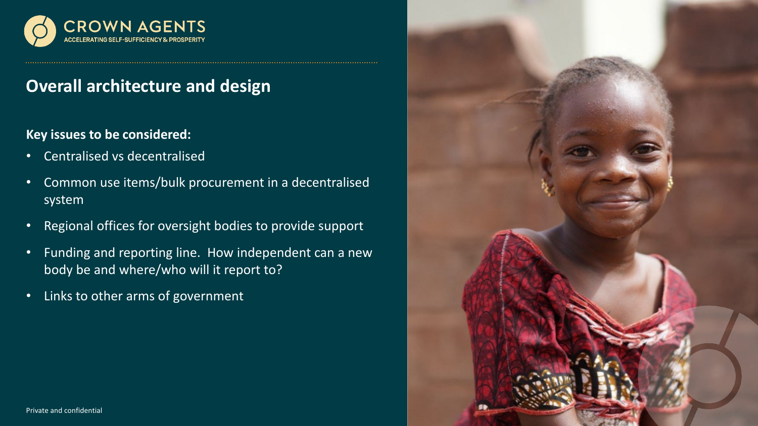## Overall architecture and design

**Key issues to be considered:**

- Centralised vs decentralised
- Common use items/bulk procurement in a decentralised system
- Regional offices for oversight bodies to provide support
- Funding and reporting line. How independent can a new body be and where/who will it report to?
- Links to other arms of government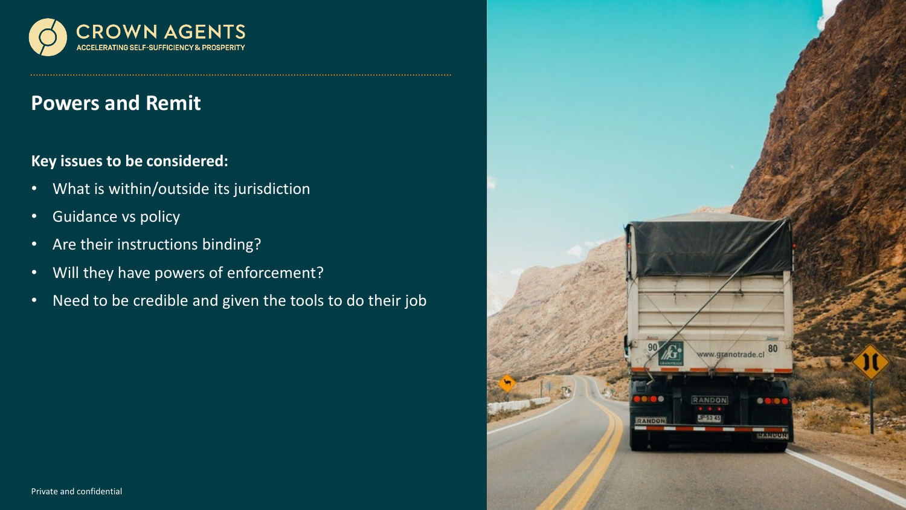## Powers and Remit

**Key issues to be considered:**

- What is within/outside its jurisdiction
- Guidance vs policy
- Are their instructions binding?
- Will they have powers of enforcement?
- Need to be credible and given the tools to do their job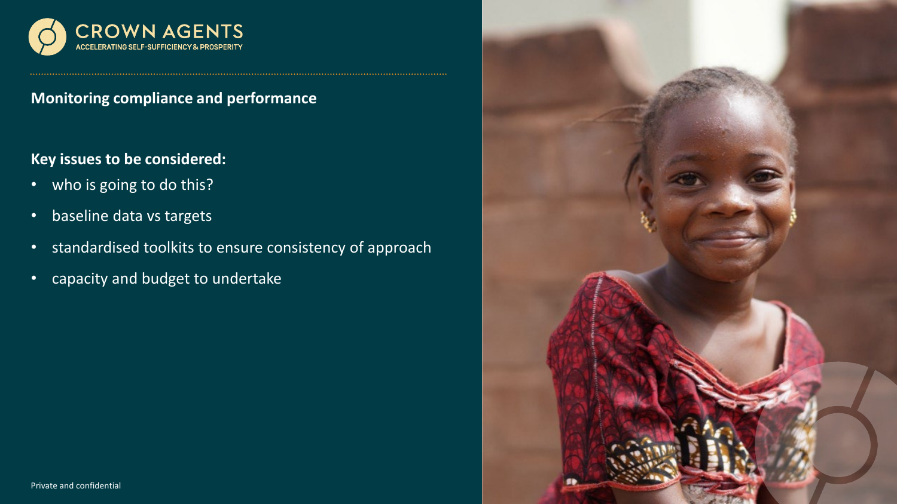## Monitoring compliance and performance

**Key issues to be considered:**

- who is going to do this?
- baseline data vs targets
- standardised toolkits to ensure consistency of approach
- capacity and budget to undertake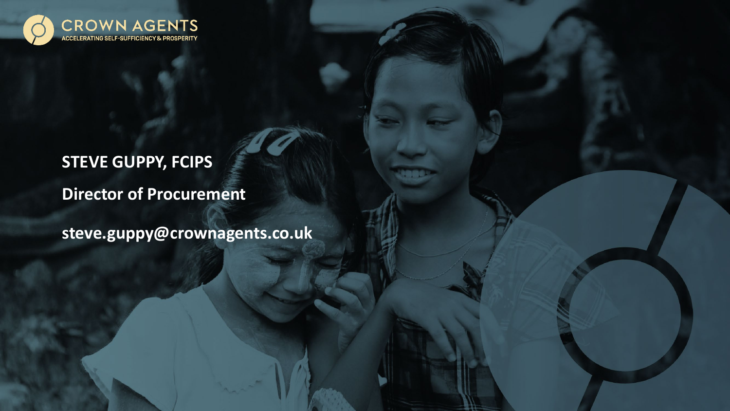CROWN AGENTS
ACCELERATING SELF-SUFFICIENCY & PROSPERITY

**STEVE GUPPY, FCIPS**

**Director of Procurement**

**steve.guppy@crownagents.co.uk**